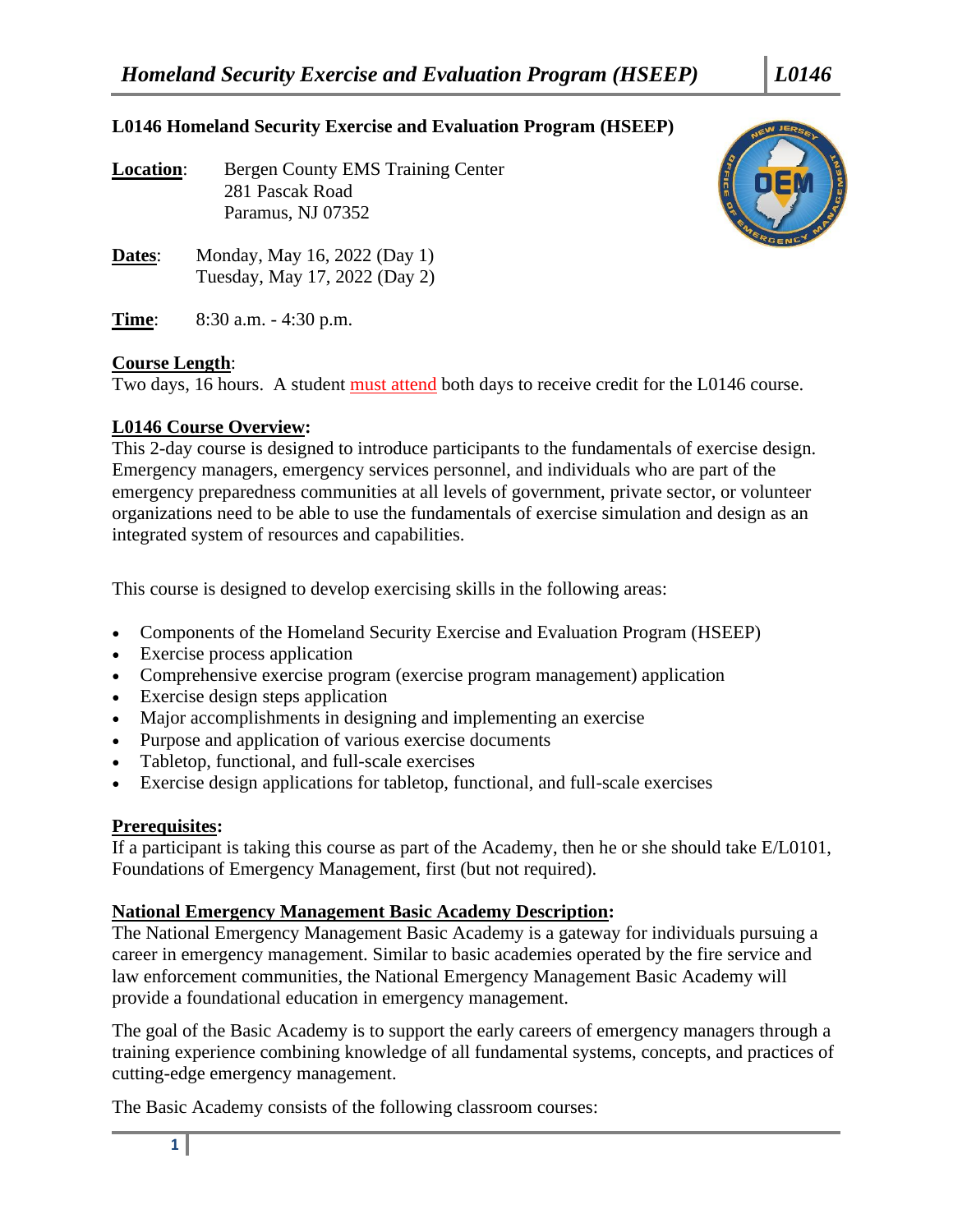# L0146 Homeland Security Exercise and Evaluation Program (HSEEP)

**Location**: Bergen County EMS Training Center
281 Pascak Road
Paramus, NJ 07352

**Dates**: Monday, May 16, 2022 (Day 1)
Tuesday, May 17, 2022 (Day 2)

**Time**: 8:30 a.m. - 4:30 p.m.

## Course Length:

Two days, 16 hours. A student must attend both days to receive credit for the L0146 course.

## L0146 Course Overview:

This 2-day course is designed to introduce participants to the fundamentals of exercise design. Emergency managers, emergency services personnel, and individuals who are part of the emergency preparedness communities at all levels of government, private sector, or volunteer organizations need to be able to use the fundamentals of exercise simulation and design as an integrated system of resources and capabilities.

This course is designed to develop exercising skills in the following areas:

- Components of the Homeland Security Exercise and Evaluation Program (HSEEP)
- Exercise process application
- Comprehensive exercise program (exercise program management) application
- Exercise design steps application
- Major accomplishments in designing and implementing an exercise
- Purpose and application of various exercise documents
- Tabletop, functional, and full-scale exercises
- Exercise design applications for tabletop, functional, and full-scale exercises

## Prerequisites:

If a participant is taking this course as part of the Academy, then he or she should take E/L0101, Foundations of Emergency Management, first (but not required).

## National Emergency Management Basic Academy Description:

The National Emergency Management Basic Academy is a gateway for individuals pursuing a career in emergency management. Similar to basic academies operated by the fire service and law enforcement communities, the National Emergency Management Basic Academy will provide a foundational education in emergency management.

The goal of the Basic Academy is to support the early careers of emergency managers through a training experience combining knowledge of all fundamental systems, concepts, and practices of cutting-edge emergency management.

The Basic Academy consists of the following classroom courses: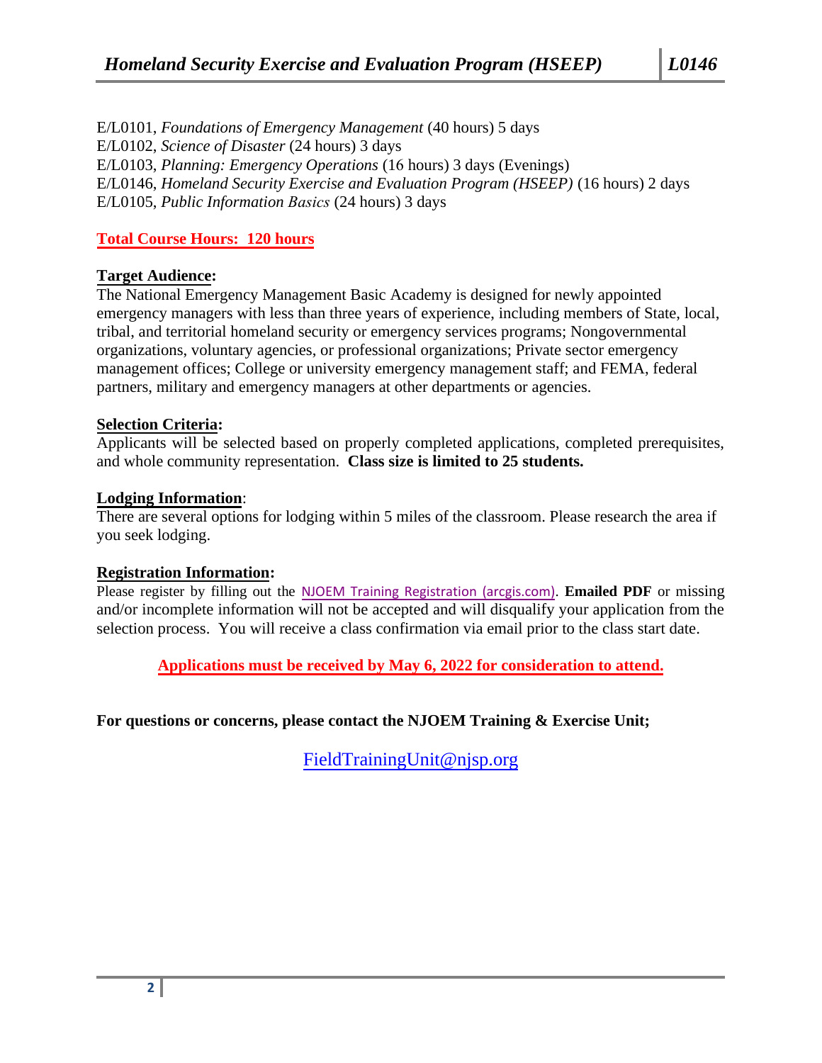E/L0101, *Foundations of Emergency Management* (40 hours) 5 days
E/L0102, *Science of Disaster* (24 hours) 3 days
E/L0103, *Planning: Emergency Operations* (16 hours) 3 days (Evenings)
E/L0146, *Homeland Security Exercise and Evaluation Program (HSEEP)* (16 hours) 2 days
E/L0105, *Public Information Basics* (24 hours) 3 days

**Total Course Hours: 120 hours**

**Target Audience:**
The National Emergency Management Basic Academy is designed for newly appointed emergency managers with less than three years of experience, including members of State, local, tribal, and territorial homeland security or emergency services programs; Nongovernmental organizations, voluntary agencies, or professional organizations; Private sector emergency management offices; College or university emergency management staff; and FEMA, federal partners, military and emergency managers at other departments or agencies.

**Selection Criteria:**
Applicants will be selected based on properly completed applications, completed prerequisites, and whole community representation. **Class size is limited to 25 students.**

**Lodging Information**:
There are several options for lodging within 5 miles of the classroom. Please research the area if you seek lodging.

**Registration Information:**
Please register by filling out the NJOEM Training Registration (arcgis.com). **Emailed PDF** or missing and/or incomplete information will not be accepted and will disqualify your application from the selection process. You will receive a class confirmation via email prior to the class start date.

**Applications must be received by May 6, 2022 for consideration to attend.**

**For questions or concerns, please contact the NJOEM Training & Exercise Unit;**

FieldTrainingUnit@njsp.org